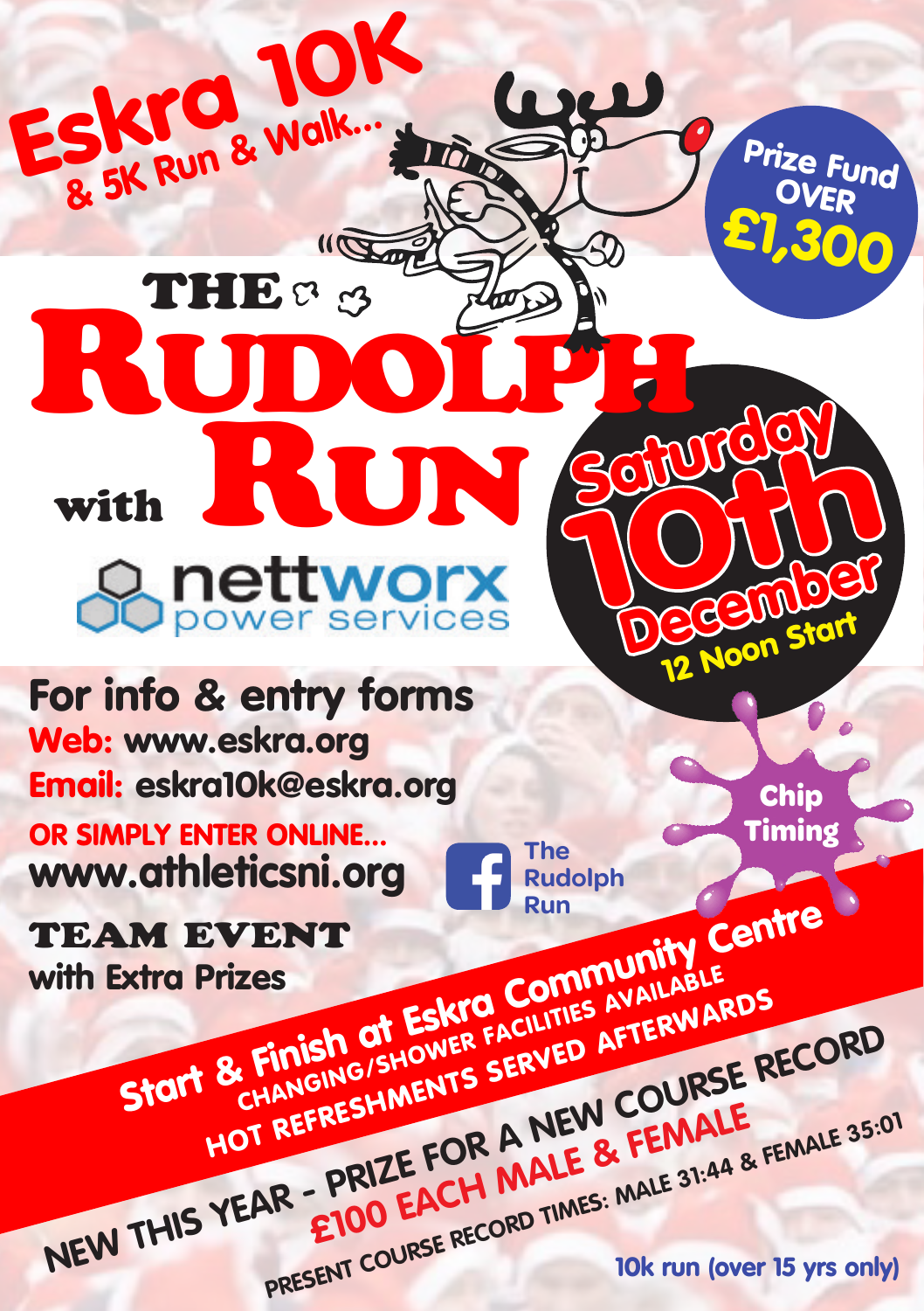# Eskra 10K

## & 5K Run & Walk...

# THE RUDOLPH RUN

with nettworx power services

**Prize Fund OVER £1,300**

**Saturday 10th December**
**12 Noon Start**

## For info & entry forms

**Web:** www.eskra.org

**Email:** eskra10k@eskra.org

**OR SIMPLY ENTER ONLINE...**
**www.athleticsni.org**

The Rudolph Run

**Chip Timing**

**TEAM EVENT**
**with Extra Prizes**

**Start & Finish at Eskra Community Centre**

CHANGING/SHOWER FACILITIES AVAILABLE

HOT REFRESHMENTS SERVED AFTERWARDS

**NEW THIS YEAR - PRIZE FOR A NEW COURSE RECORD**

**£100 EACH MALE & FEMALE**

PRESENT COURSE RECORD TIMES: MALE 31:44 & FEMALE 35:01

10k run (over 15 yrs only)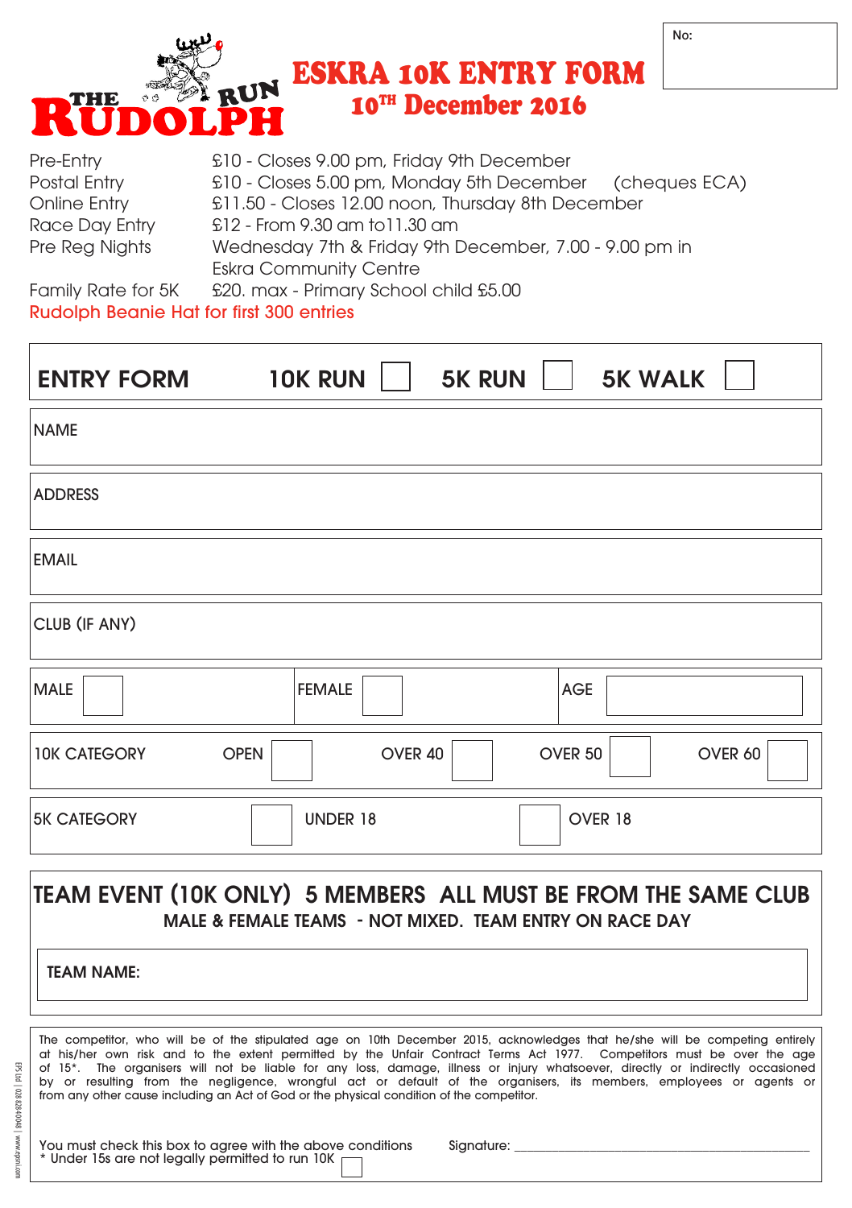THE RUDOLPH RUN

# ESKRA 10K ENTRY FORM

## 10TH December 2016

No:

| | |
|---|---|
| Pre-Entry | £10 - Closes 9.00 pm, Friday 9th December |
| Postal Entry | £10 - Closes 5.00 pm, Monday 5th December (cheques ECA) |
| Online Entry | £11.50 - Closes 12.00 noon, Thursday 8th December |
| Race Day Entry | £12 - From 9.30 am to11.30 am |
| Pre Reg Nights | Wednesday 7th & Friday 9th December, 7.00 - 9.00 pm in Eskra Community Centre |
| Family Rate for 5K | £20. max - Primary School child £5.00 |

Rudolph Beanie Hat for first 300 entries

## ENTRY FORM

10K RUN ☐ 5K RUN ☐ 5K WALK ☐

NAME

ADDRESS

EMAIL

CLUB (IF ANY)

MALE ☐ FEMALE ☐ AGE

10K CATEGORY: OPEN ☐ OVER 40 ☐ OVER 50 ☐ OVER 60 ☐

5K CATEGORY: ☐ UNDER 18 ☐ OVER 18

## TEAM EVENT (10K ONLY) 5 MEMBERS ALL MUST BE FROM THE SAME CLUB

**MALE & FEMALE TEAMS - NOT MIXED. TEAM ENTRY ON RACE DAY**

**TEAM NAME:**

The competitor, who will be of the stipulated age on 10th December 2015, acknowledges that he/she will be competing entirely at his/her own risk and to the extent permitted by the Unfair Contract Terms Act 1977. Competitors must be over the age of 15*. The organisers will not be liable for any loss, damage, illness or injury whatsoever, directly or indirectly occasioned by or resulting from the negligence, wrongful act or default of the organisers, its members, employees or agents or from any other cause including an Act of God or the physical condition of the competitor.

You must check this box to agree with the above conditions ☐

* Under 15s are not legally permitted to run 10K

Signature: ______________________________